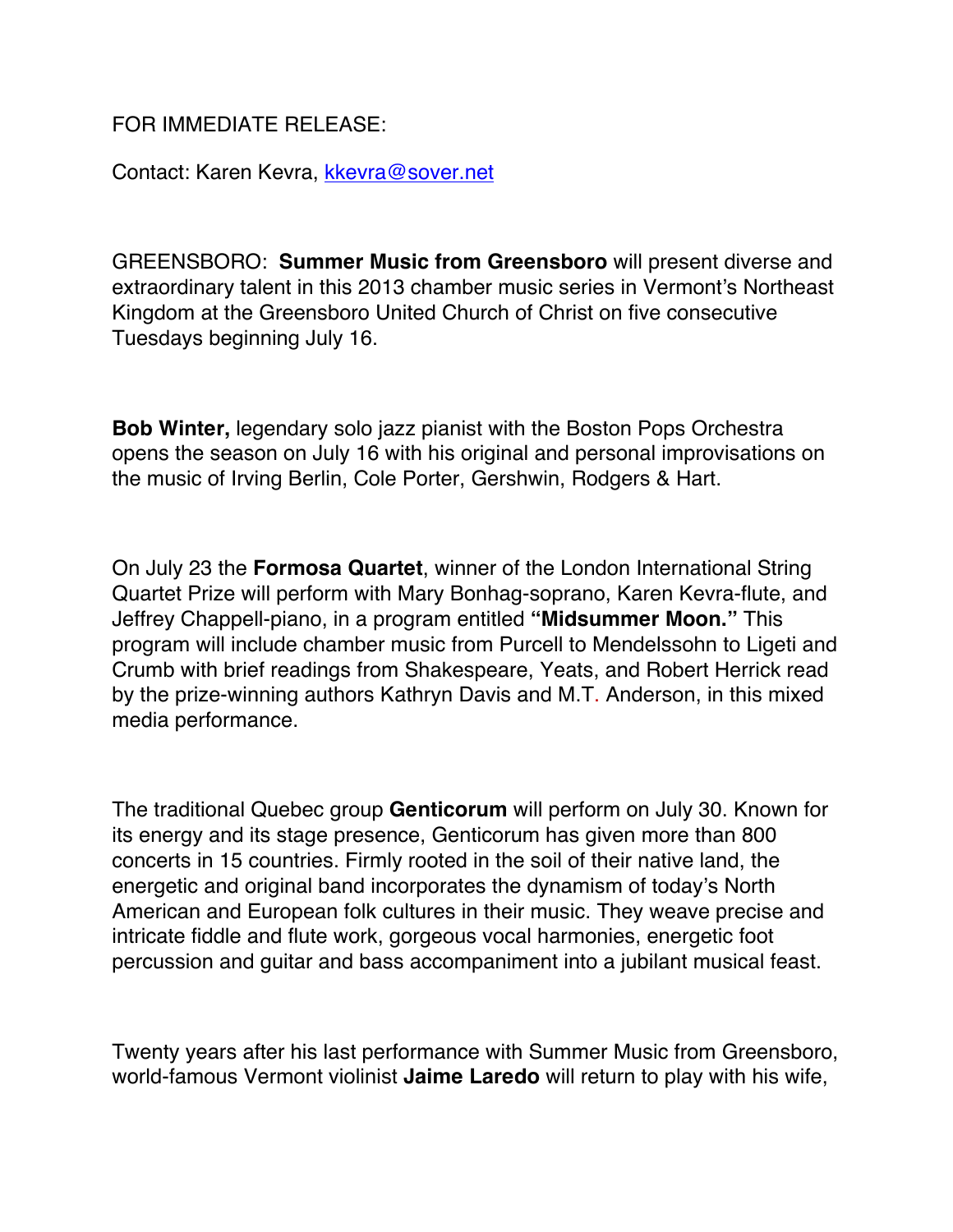FOR IMMEDIATE RELEASE:

Contact: Karen Kevra, [kkevra@sover.net](mailto:kkevra@sover.net)

GREENSBORO: **Summer Music from Greensboro** will present diverse and extraordinary talent in this 2013 chamber music series in Vermont's Northeast Kingdom at the Greensboro United Church of Christ on five consecutive Tuesdays beginning July 16.

**Bob Winter,** legendary solo jazz pianist with the Boston Pops Orchestra opens the season on July 16 with his original and personal improvisations on the music of Irving Berlin, Cole Porter, Gershwin, Rodgers & Hart.

On July 23 the **Formosa Quartet**, winner of the London International String Quartet Prize will perform with Mary Bonhag-soprano, Karen Kevra-flute, and Jeffrey Chappell-piano, in a program entitled **"Midsummer Moon."** This program will include chamber music from Purcell to Mendelssohn to Ligeti and Crumb with brief readings from Shakespeare, Yeats, and Robert Herrick read by the prize-winning authors Kathryn Davis and M.T. Anderson, in this mixed media performance.

The traditional Quebec group **Genticorum** will perform on July 30. Known for its energy and its stage presence, Genticorum has given more than 800 concerts in 15 countries. Firmly rooted in the soil of their native land, the energetic and original band incorporates the dynamism of today's North American and European folk cultures in their music. They weave precise and intricate fiddle and flute work, gorgeous vocal harmonies, energetic foot percussion and guitar and bass accompaniment into a jubilant musical feast.

Twenty years after his last performance with Summer Music from Greensboro, world-famous Vermont violinist **Jaime Laredo** will return to play with his wife,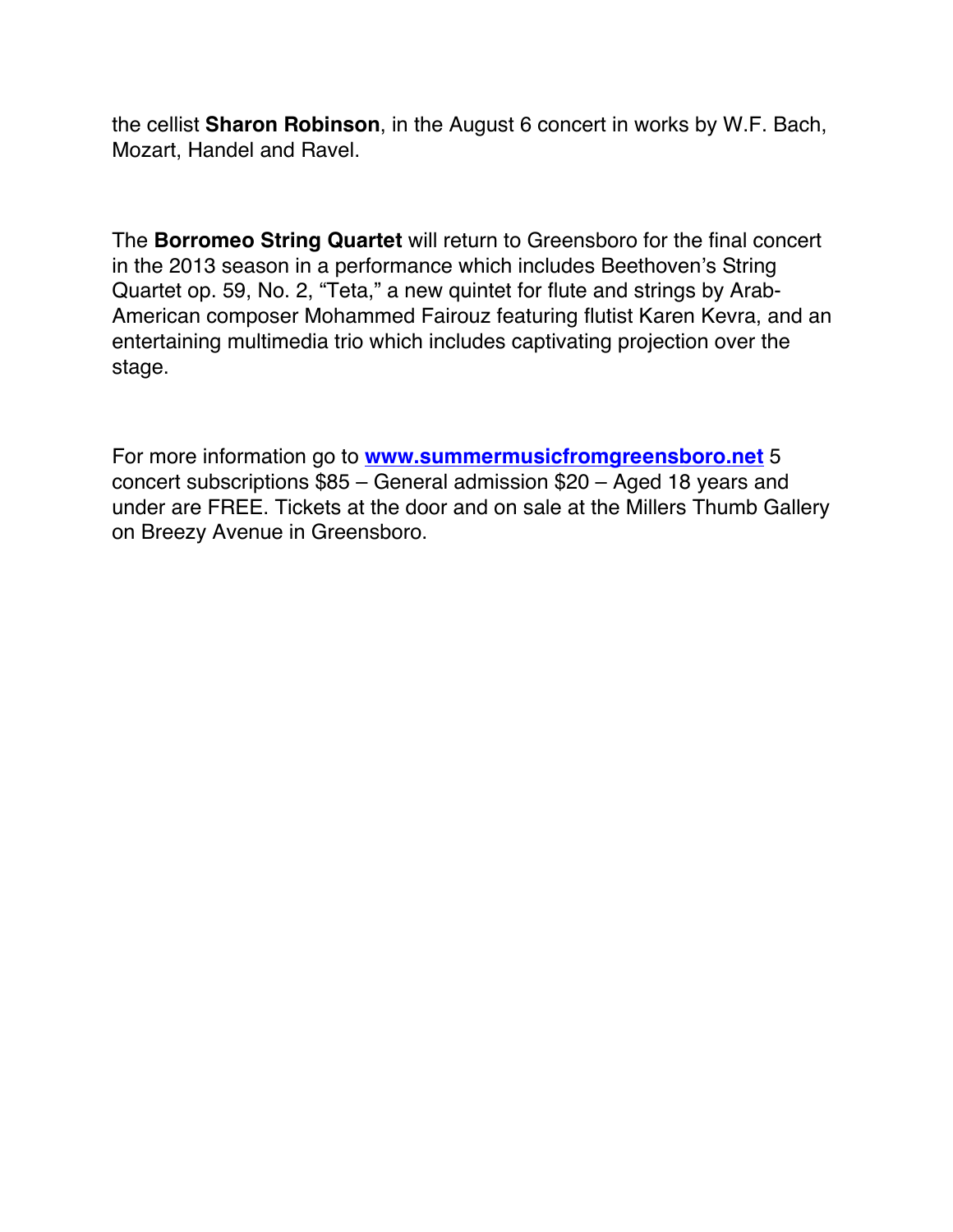the cellist **Sharon Robinson**, in the August 6 concert in works by W.F. Bach, Mozart, Handel and Ravel.

The **Borromeo String Quartet** will return to Greensboro for the final concert in the 2013 season in a performance which includes Beethoven's String Quartet op. 59, No. 2, "Teta," a new quintet for flute and strings by Arab-American composer Mohammed Fairouz featuring flutist Karen Kevra, and an entertaining multimedia trio which includes captivating projection over the stage.

For more information go to **www.summermusicfromgreensboro.net** 5 concert subscriptions $85 – General admission $20 – Aged 18 years and under are FREE. Tickets at the door and on sale at the Millers Thumb Gallery on Breezy Avenue in Greensboro.